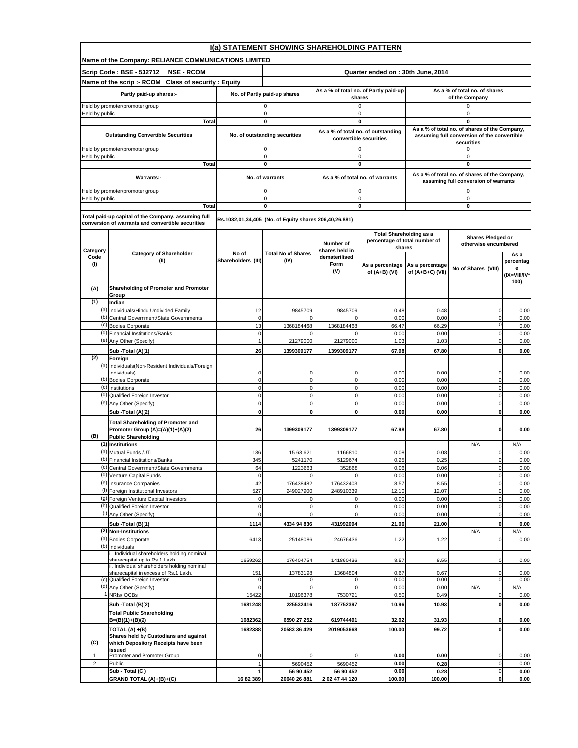# I(a) STATEMENT SHOWING SHAREHOLDING PATTERN

**Name of the Company: RELIANCE COMMUNICATIONS LIMITED**

**Scrip Code : BSE - 532712 NSE - RCOM** | **Quarter ended on : 30th June, 2014**

**Name of the scrip :- RCOM Class of security : Equity**

| Partly paid-up shares:- | No. of Partly paid-up shares | As a % of total no. of Partly paid-up shares | As a % of total no. of shares of the Company |
|---|---|---|---|
| Held by promoter/promoter group | 0 | 0 | 0 |
| Held by public | 0 | 0 | 0 |
| **Total** | **0** | **0** | **0** |

| Outstanding Convertible Securities | No. of outstanding securities | As a % of total no. of outstanding convertible securities | As a % of total no. of shares of the Company, assuming full conversion of the convertible securities |
|---|---|---|---|
| Held by promoter/promoter group | 0 | 0 | 0 |
| Held by public | 0 | 0 | 0 |
| **Total** | **0** | **0** | **0** |

| Warrants:- | No. of warrants | As a % of total no. of warrants | As a % of total no. of shares of the Company, assuming full conversion of warrants |
|---|---|---|---|
| Held by promoter/promoter group | 0 | 0 | 0 |
| Held by public | 0 | 0 | 0 |
| **Total** | **0** | **0** | **0** |

**Total paid-up capital of the Company, assuming full conversion of warrants and convertible securities:** Rs.1032,01,34,405 (No. of Equity shares 206,40,26,881)

| Category Code (I) | Category of Shareholder (II) | No of Shareholders (III) | Total No of Shares (IV) | Number of shares held in dematerilised Form (V) | Total Shareholding as a percentage of total number of shares | | Shares Pledged or otherwise encumbered | |
|---|---|---|---|---|---|---|---|---|
| | | | | | As a percentage of (A+B) (VI) | As a percentage of (A+B+C) (VII) | No of Shares (VIII) | As a percentage (IX=VIII/IV*100) |
| **(A)** | **Shareholding of Promoter and Promoter Group** | | | | | | | |
| **(1)** | **Indian** | | | | | | | |
| (a) | Individuals/Hindu Undivided Family | 12 | 9845709 | 9845709 | 0.48 | 0.48 | 0 | 0.00 |
| (b) | Central Government/State Governments | 0 | 0 | 0 | 0.00 | 0.00 | 0 | 0.00 |
| (c) | Bodies Corporate | 13 | 1368184468 | 1368184468 | 66.47 | 66.29 | 0 | 0.00 |
| (d) | Financial Institutions/Banks | 0 | 0 | 0 | 0.00 | 0.00 | 0 | 0.00 |
| (e) | Any Other (Specify) | 1 | 21279000 | 21279000 | 1.03 | 1.03 | 0 | 0.00 |
| | **Sub -Total (A)(1)** | **26** | **1399309177** | **1399309177** | **67.98** | **67.80** | **0** | **0.00** |
| **(2)** | **Foreign** | | | | | | | |
| (a) | Individuals(Non-Resident Individuals/Foreign Individuals) | 0 | 0 | 0 | 0.00 | 0.00 | 0 | 0.00 |
| (b) | Bodies Corporate | 0 | 0 | 0 | 0.00 | 0.00 | 0 | 0.00 |
| (c) | Institutions | 0 | 0 | 0 | 0.00 | 0.00 | 0 | 0.00 |
| (d) | Qualified Foreign Investor | 0 | 0 | 0 | 0.00 | 0.00 | 0 | 0.00 |
| (e) | Any Other (Specify) | 0 | 0 | 0 | 0.00 | 0.00 | 0 | 0.00 |
| | **Sub -Total (A)(2)** | **0** | **0** | **0** | **0.00** | **0.00** | **0** | **0.00** |
| | **Total Shareholding of Promoter and Promoter Group (A)=(A)(1)+(A)(2)** | **26** | **1399309177** | **1399309177** | **67.98** | **67.80** | **0** | **0.00** |
| **(B)** | **Public Shareholding** | | | | | | | |
| **(1)** | **Institutions** | | | | | | N/A | N/A |
| (a) | Mutual Funds /UTI | 136 | 15 63 621 | 1166810 | 0.08 | 0.08 | 0 | 0.00 |
| (b) | Financial Institutions/Banks | 345 | 5241170 | 5129674 | 0.25 | 0.25 | 0 | 0.00 |
| (c) | Central Government/State Governments | 64 | 1223663 | 352868 | 0.06 | 0.06 | 0 | 0.00 |
| (d) | Venture Capital Funds | 0 | 0 | 0 | 0.00 | 0.00 | 0 | 0.00 |
| (e) | Insurance Companies | 42 | 176438482 | 176432403 | 8.57 | 8.55 | 0 | 0.00 |
| (f) | Foreign Institutional Investors | 527 | 249027900 | 248910339 | 12.10 | 12.07 | 0 | 0.00 |
| (g) | Foreign Venture Capital Investors | 0 | 0 | 0 | 0.00 | 0.00 | 0 | 0.00 |
| (h) | Qualified Foreign Investor | 0 | 0 | 0 | 0.00 | 0.00 | 0 | 0.00 |
| (i) | Any Other (Specify) | 0 | 0 | 0 | 0.00 | 0.00 | 0 | 0.00 |
| | **Sub -Total (B)(1)** | **1114** | **4334 94 836** | **431992094** | **21.06** | **21.00** | **0** | **0.00** |
| **(2)** | **Non-Institutions** | | | | | | N/A | N/A |
| (a) | Bodies Corporate | 6413 | 25148086 | 24676436 | 1.22 | 1.22 | 0 | 0.00 |
| (b) | Individuals | | | | | | | |
| | i. Individual shareholders holding nominal sharecapital up to Rs.1 Lakh. | 1659262 | 176404754 | 141860436 | 8.57 | 8.55 | 0 | 0.00 |
| | ii. Individual shareholders holding nominal sharecapital in excess of Rs.1 Lakh. | 151 | 13783198 | 13684804 | 0.67 | 0.67 | 0 | 0.00 |
| (c) | Qualified Foreign Investor | 0 | 0 | 0 | 0.00 | 0.00 | 0 | 0.00 |
| (d) | Any Other (Specify) | 0 | 0 | 0 | 0.00 | 0.00 | N/A | N/A |
| 1 | NRIs/ OCBs | 15422 | 10196378 | 7530721 | 0.50 | 0.49 | 0 | 0.00 |
| | **Sub -Total (B)(2)** | **1681248** | **225532416** | **187752397** | **10.96** | **10.93** | **0** | **0.00** |
| | **Total Public Shareholding B=(B)(1)+(B)(2)** | **1682362** | **6590 27 252** | **619744491** | **32.02** | **31.93** | **0** | **0.00** |
| | **TOTAL (A) +(B)** | **1682388** | **20583 36 429** | **2019053668** | **100.00** | **99.72** | **0** | **0.00** |
| **(C)** | **Shares held by Custodians and against which Depository Receipts have been issued** | | | | | | | |
| 1 | Promoter and Promoter Group | 0 | 0 | 0 | **0.00** | **0.00** | 0 | 0.00 |
| 2 | Public | 1 | 5690452 | 5690452 | **0.00** | **0.28** | 0 | 0.00 |
| | **Sub - Total (C )** | **1** | **56 90 452** | **56 90 452** | **0.00** | **0.28** | **0** | **0.00** |
| | **GRAND TOTAL (A)+(B)+(C)** | **16 82 389** | **20640 26 881** | **2 02 47 44 120** | **100.00** | **100.00** | **0** | **0.00** |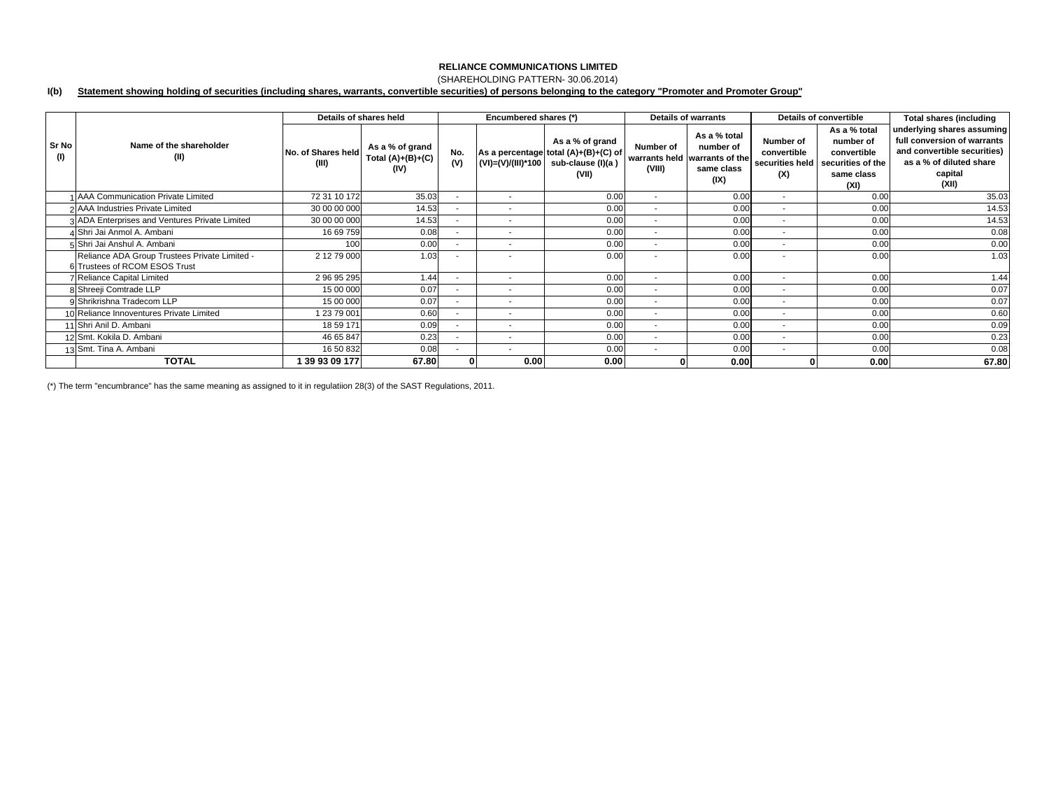**RELIANCE COMMUNICATIONS LIMITED**

(SHAREHOLDING PATTERN- 30.06.2014)

**I(b) Statement showing holding of securities (including shares, warrants, convertible securities) of persons belonging to the category "Promoter and Promoter Group"**

| Sr No (I) | Name of the shareholder (II) | Details of shares held | | Encumbered shares (*) | | | Details of warrants | | Details of convertible | | Total shares (including underlying shares assuming full conversion of warrants and convertible securities) as a % of diluted share capital (XII) |
|---|---|---|---|---|---|---|---|---|---|---|---|
| | | No. of Shares held (III) | As a % of grand Total (A)+(B)+(C) (IV) | No. (V) | As a percentage (VI)=(V)/(III)*100 | As a % of grand total (A)+(B)+(C) of sub-clause (I)(a ) (VII) | Number of warrants held (VIII) | As a % total number of warrants of the same class (IX) | Number of convertible securities held (X) | As a % total number of convertible securities of the same class (XI) | |
| 1 | AAA Communication Private Limited | 72 31 10 172 | 35.03 | - | - | 0.00 | - | 0.00 | - | 0.00 | 35.03 |
| 2 | AAA Industries Private Limited | 30 00 00 000 | 14.53 | - | - | 0.00 | - | 0.00 | - | 0.00 | 14.53 |
| 3 | ADA Enterprises and Ventures Private Limited | 30 00 00 000 | 14.53 | - | - | 0.00 | - | 0.00 | - | 0.00 | 14.53 |
| 4 | Shri Jai Anmol A. Ambani | 16 69 759 | 0.08 | - | - | 0.00 | - | 0.00 | - | 0.00 | 0.08 |
| 5 | Shri Jai Anshul A. Ambani | 100 | 0.00 | - | - | 0.00 | - | 0.00 | - | 0.00 | 0.00 |
| 6 | Reliance ADA Group Trustees Private Limited - Trustees of RCOM ESOS Trust | 2 12 79 000 | 1.03 | - | - | 0.00 | - | 0.00 | - | 0.00 | 1.03 |
| 7 | Reliance Capital Limited | 2 96 95 295 | 1.44 | - | - | 0.00 | - | 0.00 | - | 0.00 | 1.44 |
| 8 | Shreeji Comtrade LLP | 15 00 000 | 0.07 | - | - | 0.00 | - | 0.00 | - | 0.00 | 0.07 |
| 9 | Shrikrishna Tradecom LLP | 15 00 000 | 0.07 | - | - | 0.00 | - | 0.00 | - | 0.00 | 0.07 |
| 10 | Reliance Innoventures Private Limited | 1 23 79 001 | 0.60 | - | - | 0.00 | - | 0.00 | - | 0.00 | 0.60 |
| 11 | Shri Anil D. Ambani | 18 59 171 | 0.09 | - | - | 0.00 | - | 0.00 | - | 0.00 | 0.09 |
| 12 | Smt. Kokila D. Ambani | 46 65 847 | 0.23 | - | - | 0.00 | - | 0.00 | - | 0.00 | 0.23 |
| 13 | Smt. Tina A. Ambani | 16 50 832 | 0.08 | - | - | 0.00 | - | 0.00 | - | 0.00 | 0.08 |
| | **TOTAL** | **1 39 93 09 177** | **67.80** | **0** | **0.00** | **0.00** | **0** | **0.00** | **0** | **0.00** | **67.80** |

(*) The term "encumbrance" has the same meaning as assigned to it in regulatiion 28(3) of the SAST Regulations, 2011.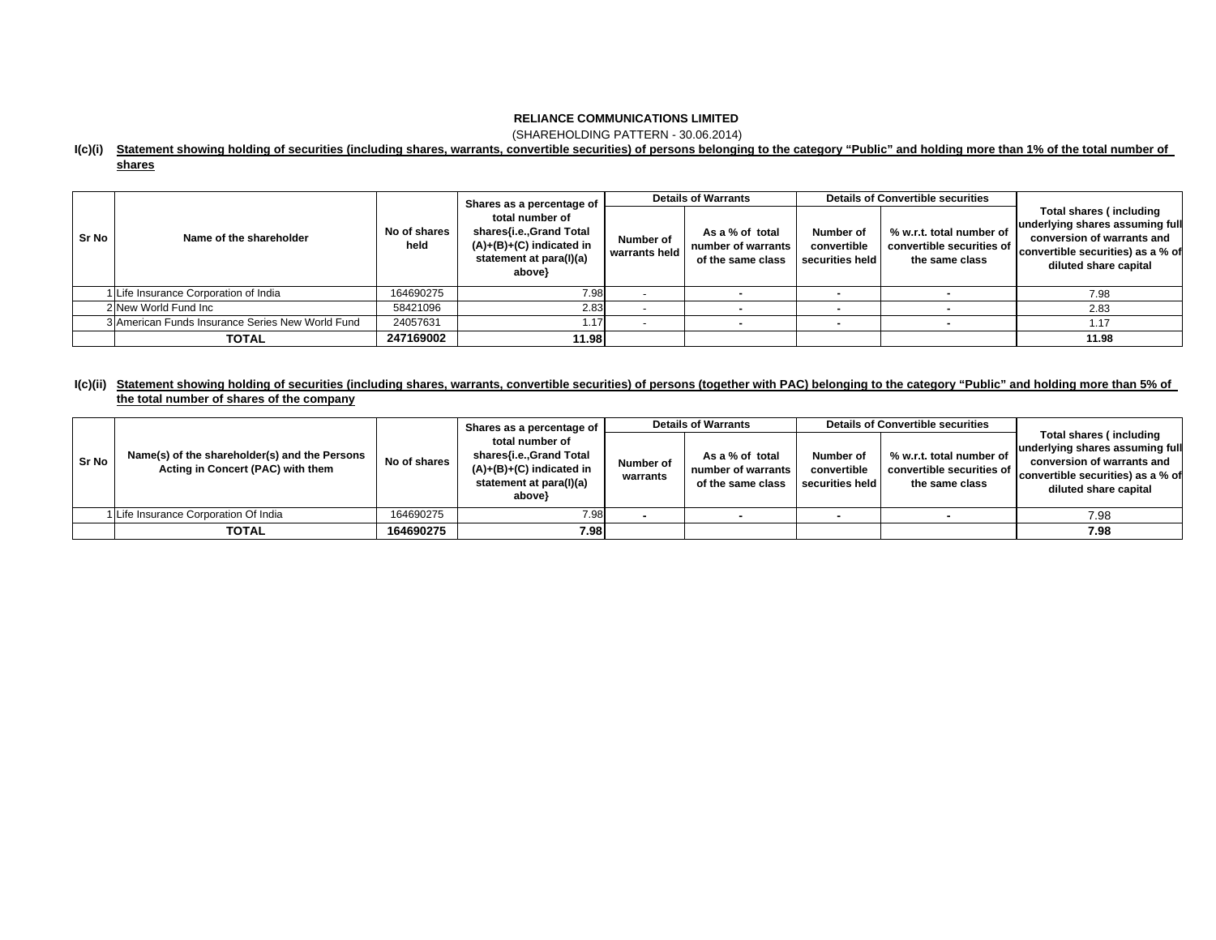**RELIANCE COMMUNICATIONS LIMITED**

(SHAREHOLDING PATTERN - 30.06.2014)

**I(c)(i) Statement showing holding of securities (including shares, warrants, convertible securities) of persons belonging to the category "Public" and holding more than 1% of the total number of shares**

| Sr No | Name of the shareholder | No of shares held | Shares as a percentage of total number of shares{i.e.,Grand Total (A)+(B)+(C) indicated in statement at para(I)(a) above} | Details of Warrants | | Details of Convertible securities | | Total shares ( including underlying shares assuming full conversion of warrants and convertible securities) as a % of diluted share capital |
|---|---|---|---|---|---|---|---|---|
| | | | | Number of warrants held | As a % of total number of warrants of the same class | Number of convertible securities held | % w.r.t. total number of convertible securities of the same class | |
| 1 | Life Insurance Corporation of India | 164690275 | 7.98 | - | - | - | - | 7.98 |
| 2 | New World Fund Inc | 58421096 | 2.83 | - | - | - | - | 2.83 |
| 3 | American Funds Insurance Series New World Fund | 24057631 | 1.17 | - | - | - | - | 1.17 |
| | **TOTAL** | **247169002** | **11.98** | | | | | **11.98** |

**I(c)(ii) Statement showing holding of securities (including shares, warrants, convertible securities) of persons (together with PAC) belonging to the category "Public" and holding more than 5% of the total number of shares of the company**

| Sr No | Name(s) of the shareholder(s) and the Persons Acting in Concert (PAC) with them | No of shares | Shares as a percentage of total number of shares{i.e.,Grand Total (A)+(B)+(C) indicated in statement at para(I)(a) above} | Details of Warrants | | Details of Convertible securities | | Total shares ( including underlying shares assuming full conversion of warrants and convertible securities) as a % of diluted share capital |
|---|---|---|---|---|---|---|---|---|
| | | | | Number of warrants | As a % of total number of warrants of the same class | Number of convertible securities held | % w.r.t. total number of convertible securities of the same class | |
| 1 | Life Insurance Corporation Of India | 164690275 | 7.98 | - | - | - | - | 7.98 |
| | **TOTAL** | **164690275** | **7.98** | | | | | **7.98** |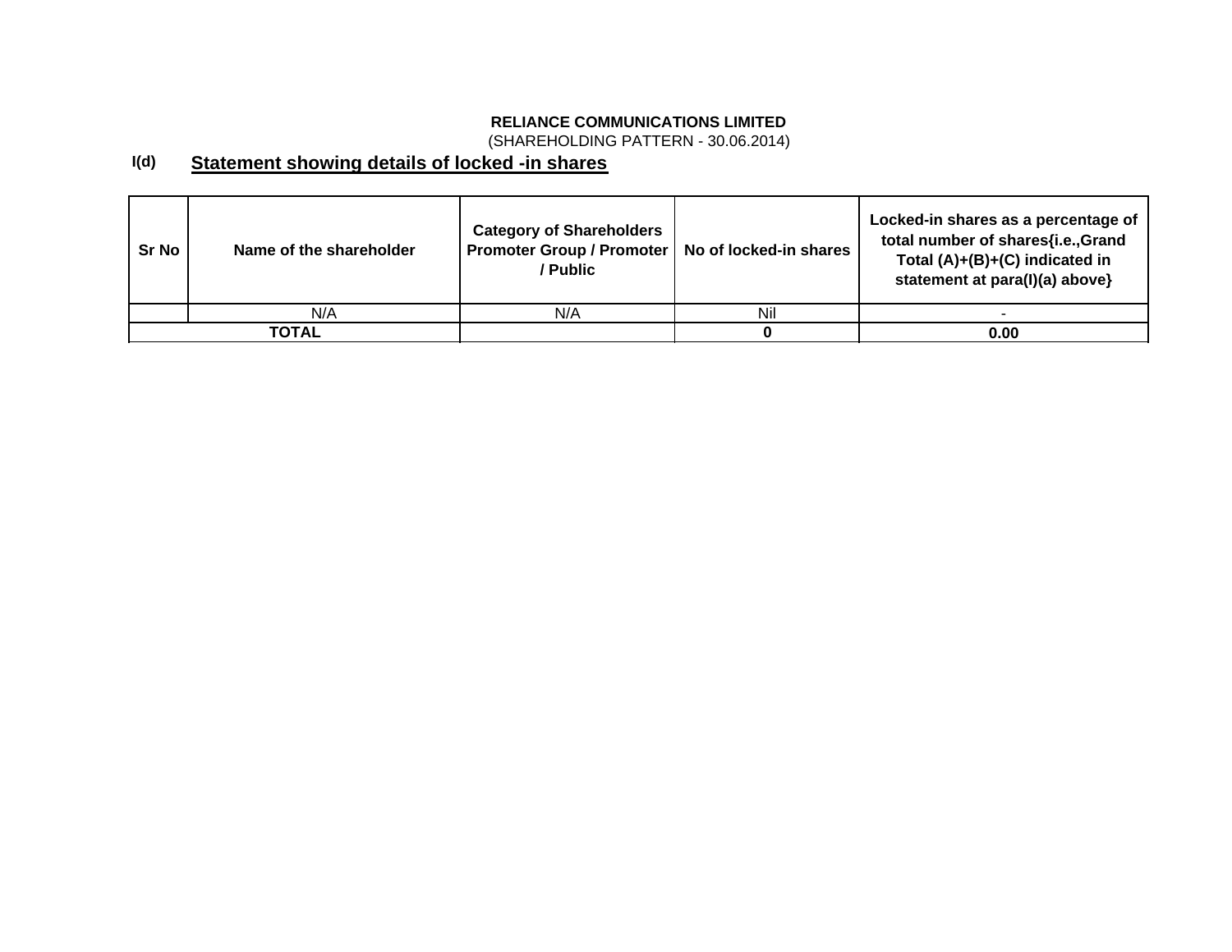**RELIANCE COMMUNICATIONS LIMITED**

(SHAREHOLDING PATTERN - 30.06.2014)

## I(d) Statement showing details of locked -in shares

| Sr No | Name of the shareholder | Category of Shareholders Promoter Group / Promoter / Public | No of locked-in shares | Locked-in shares as a percentage of total number of shares{i.e.,Grand Total (A)+(B)+(C) indicated in statement at para(I)(a) above} |
|---|---|---|---|---|
| | N/A | N/A | Nil | - |
| **TOTAL** | | | **0** | **0.00** |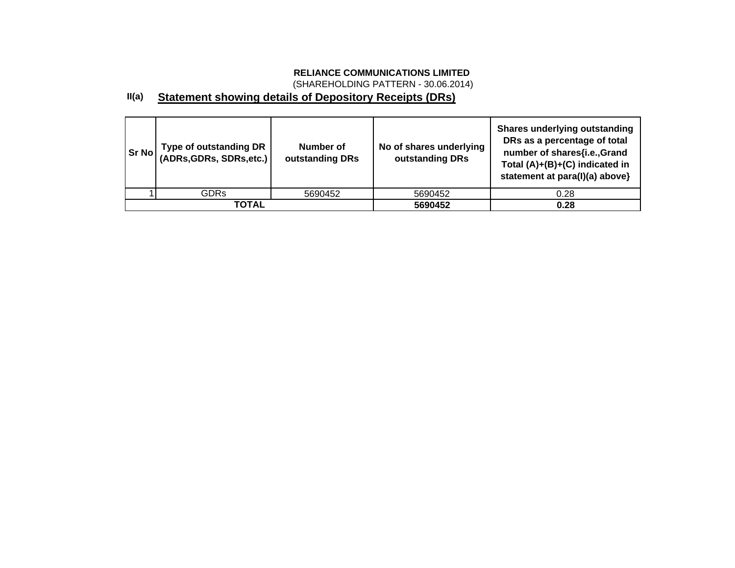**RELIANCE COMMUNICATIONS LIMITED**

(SHAREHOLDING PATTERN - 30.06.2014)

**II(a)** **Statement showing details of Depository Receipts (DRs)**

| Sr No | Type of outstanding DR (ADRs,GDRs, SDRs,etc.) | Number of outstanding DRs | No of shares underlying outstanding DRs | Shares underlying outstanding DRs as a percentage of total number of shares{i.e.,Grand Total (A)+(B)+(C) indicated in statement at para(I)(a) above} |
|---|---|---|---|---|
| 1 | GDRs | 5690452 | 5690452 | 0.28 |
| **TOTAL** | | | **5690452** | **0.28** |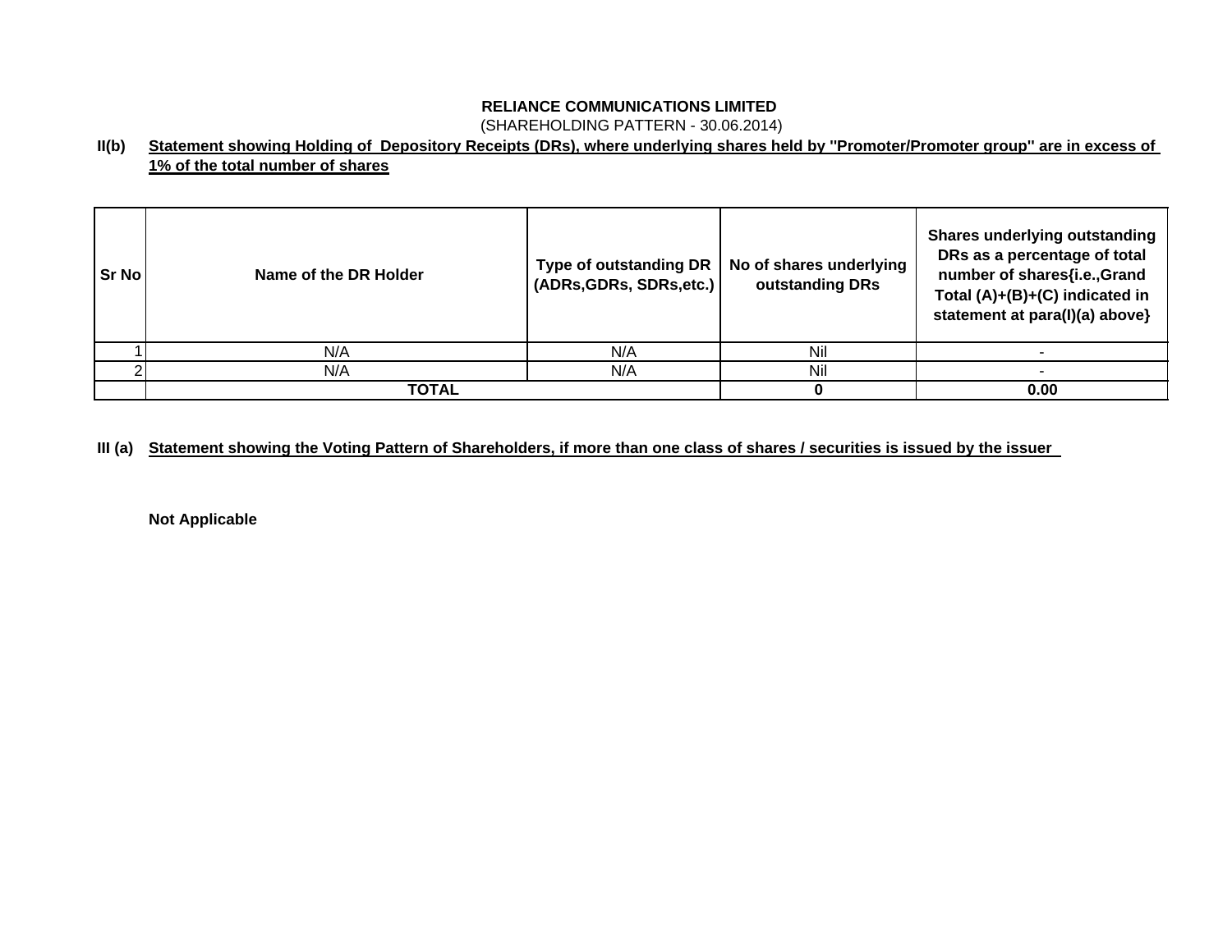**RELIANCE COMMUNICATIONS LIMITED**

(SHAREHOLDING PATTERN - 30.06.2014)

**II(b)** **Statement showing Holding of Depository Receipts (DRs), where underlying shares held by "Promoter/Promoter group" are in excess of 1% of the total number of shares**

| Sr No | Name of the DR Holder | Type of outstanding DR (ADRs,GDRs, SDRs,etc.) | No of shares underlying outstanding DRs | Shares underlying outstanding DRs as a percentage of total number of shares{i.e.,Grand Total (A)+(B)+(C) indicated in statement at para(I)(a) above} |
|---|---|---|---|---|
| 1 | N/A | N/A | Nil | - |
| 2 | N/A | N/A | Nil | - |
| | **TOTAL** | | **0** | **0.00** |

**III (a)** **Statement showing the Voting Pattern of Shareholders, if more than one class of shares / securities is issued by the issuer**

**Not Applicable**